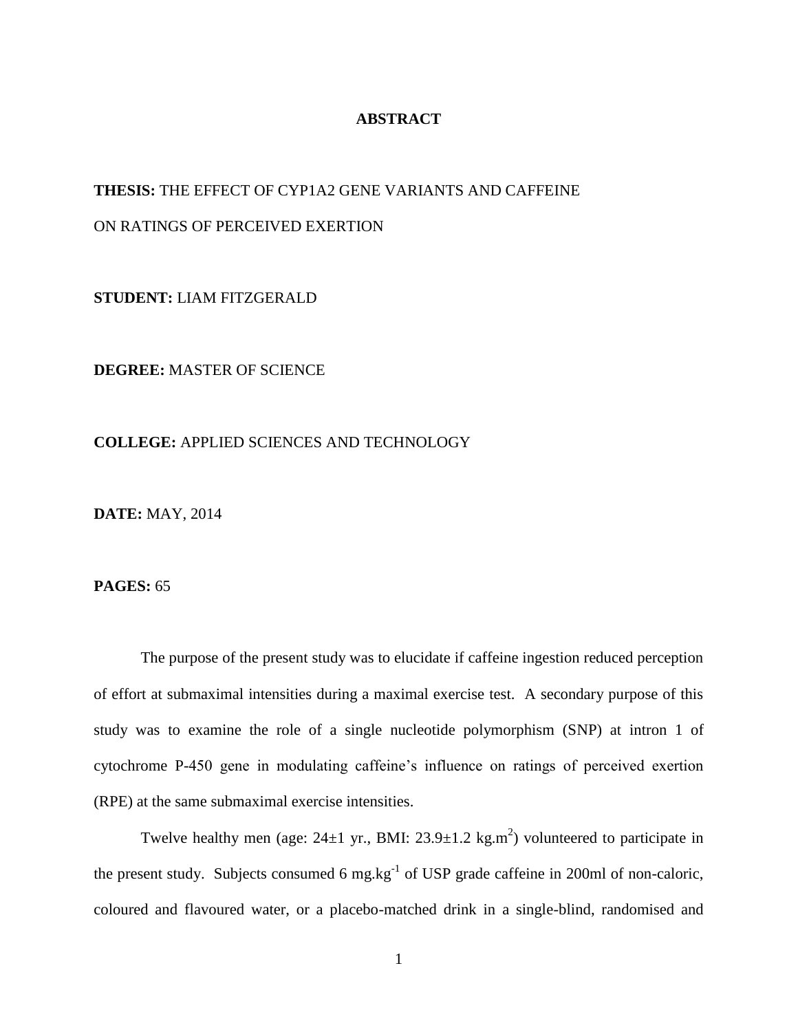# ABSTRACT

**THESIS:** THE EFFECT OF CYP1A2 GENE VARIANTS AND CAFFEINE ON RATINGS OF PERCEIVED EXERTION

**STUDENT:** LIAM FITZGERALD

**DEGREE:** MASTER OF SCIENCE

**COLLEGE:** APPLIED SCIENCES AND TECHNOLOGY

**DATE:** MAY, 2014

**PAGES:** 65

The purpose of the present study was to elucidate if caffeine ingestion reduced perception of effort at submaximal intensities during a maximal exercise test. A secondary purpose of this study was to examine the role of a single nucleotide polymorphism (SNP) at intron 1 of cytochrome P-450 gene in modulating caffeine's influence on ratings of perceived exertion (RPE) at the same submaximal exercise intensities.

Twelve healthy men (age: 24±1 yr., BMI: 23.9±1.2 $kg.m^2$) volunteered to participate in the present study. Subjects consumed 6 $mg.kg^{-1}$ of USP grade caffeine in 200ml of non-caloric, coloured and flavoured water, or a placebo-matched drink in a single-blind, randomised and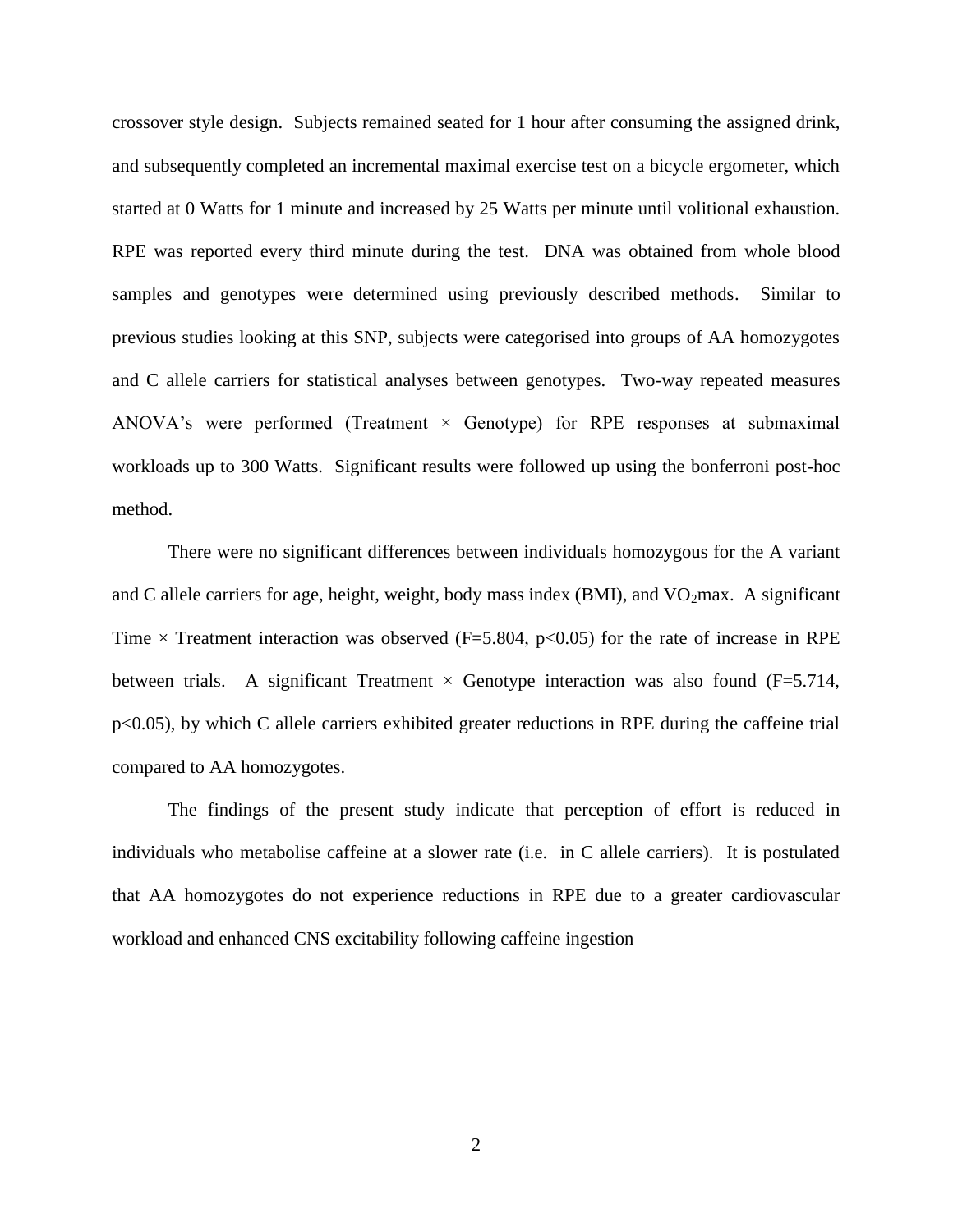crossover style design. Subjects remained seated for 1 hour after consuming the assigned drink, and subsequently completed an incremental maximal exercise test on a bicycle ergometer, which started at 0 Watts for 1 minute and increased by 25 Watts per minute until volitional exhaustion. RPE was reported every third minute during the test. DNA was obtained from whole blood samples and genotypes were determined using previously described methods. Similar to previous studies looking at this SNP, subjects were categorised into groups of AA homozygotes and C allele carriers for statistical analyses between genotypes. Two-way repeated measures ANOVA's were performed (Treatment × Genotype) for RPE responses at submaximal workloads up to 300 Watts. Significant results were followed up using the bonferroni post-hoc method.

There were no significant differences between individuals homozygous for the A variant and C allele carriers for age, height, weight, body mass index (BMI), and $VO_2$max. A significant Time × Treatment interaction was observed ($F=5.804$, $p<0.05$) for the rate of increase in RPE between trials. A significant Treatment × Genotype interaction was also found ($F=5.714$, $p<0.05$), by which C allele carriers exhibited greater reductions in RPE during the caffeine trial compared to AA homozygotes.

The findings of the present study indicate that perception of effort is reduced in individuals who metabolise caffeine at a slower rate (i.e. in C allele carriers). It is postulated that AA homozygotes do not experience reductions in RPE due to a greater cardiovascular workload and enhanced CNS excitability following caffeine ingestion